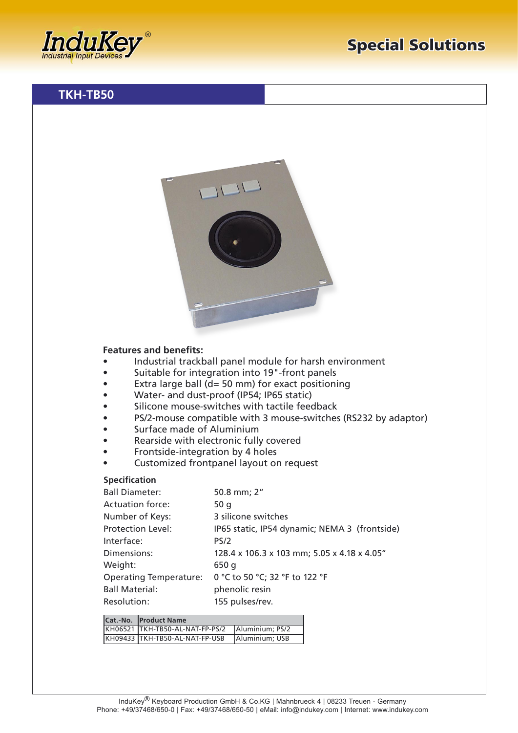# TKH-TB50

**Features and benefits:**

- Industrial trackball panel module for harsh environment
- Suitable for integration into 19"-front panels
- Extra large ball (d= 50 mm) for exact positioning
- Water- and dust-proof (IP54; IP65 static)
- Silicone mouse-switches with tactile feedback
- PS/2-mouse compatible with 3 mouse-switches (RS232 by adaptor)
- Surface made of Aluminium
- Rearside with electronic fully covered
- Frontside-integration by 4 holes
- Customized frontpanel layout on request

**Specification**

| | |
|---|---|
| Ball Diameter: | 50.8 mm; 2" |
| Actuation force: | 50 g |
| Number of Keys: | 3 silicone switches |
| Protection Level: | IP65 static, IP54 dynamic; NEMA 3 (frontside) |
| Interface: | PS/2 |
| Dimensions: | 128.4 x 106.3 x 103 mm; 5.05 x 4.18 x 4.05" |
| Weight: | 650 g |
| Operating Temperature: | 0 °C to 50 °C; 32 °F to 122 °F |
| Ball Material: | phenolic resin |
| Resolution: | 155 pulses/rev. |

| Cat.-No. | Product Name | |
|---|---|---|
| KH06521 | TKH-TB50-AL-NAT-FP-PS/2 | Aluminium; PS/2 |
| KH09433 | TKH-TB50-AL-NAT-FP-USB | Aluminium; USB |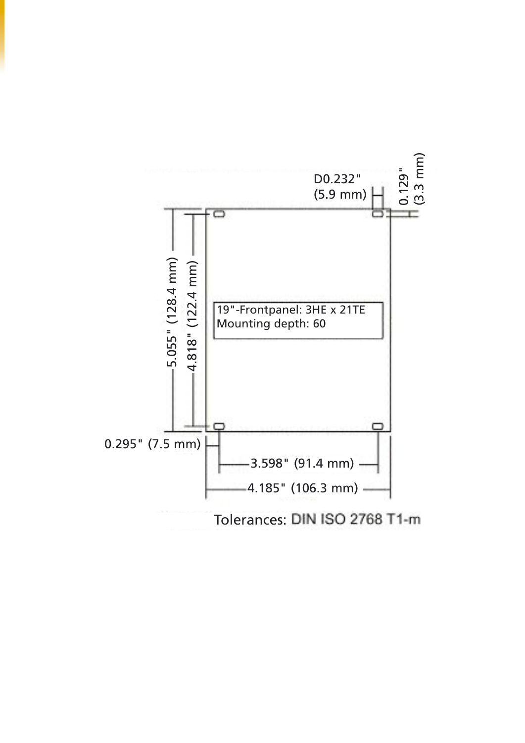D0.232"
(5.9 mm)

0.129"
(3.3 mm)

5.055" (128.4 mm)

4.818" (122.4 mm)

19"-Frontpanel: 3HE x 21TE
Mounting depth: 60

0.295" (7.5 mm)

3.598" (91.4 mm)

4.185" (106.3 mm)

Tolerances: DIN ISO 2768 T1-m